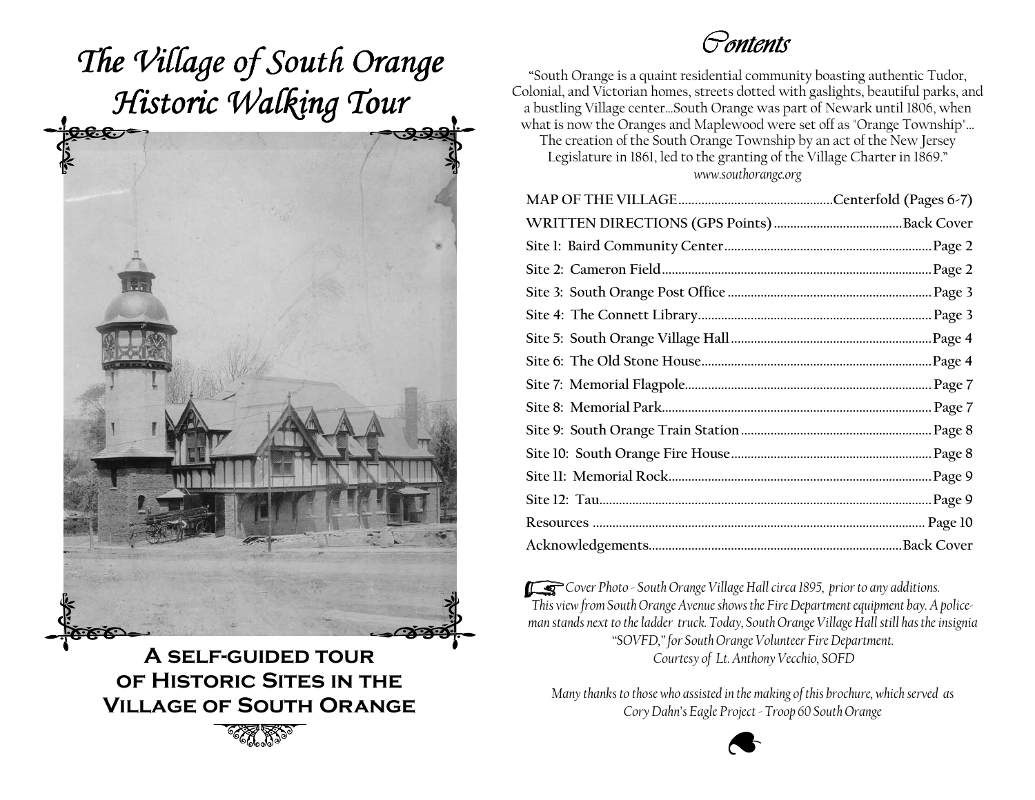# The Village of South Orange Historic Walking Tour

**A self-guided tour of Historic Sites in the Village of South Orange**

# Contents

"South Orange is a quaint residential community boasting authentic Tudor, Colonial, and Victorian homes, streets dotted with gaslights, beautiful parks, and a bustling Village center...South Orange was part of Newark until 1806, when what is now the Oranges and Maplewood were set off as "Orange Township"... The creation of the South Orange Township by an act of the New Jersey Legislature in 1861, led to the granting of the Village Charter in 1869."
*www.southorange.org*

| | |
|---|---|
| **MAP OF THE VILLAGE** | **Centerfold (Pages 6-7)** |
| **WRITTEN DIRECTIONS (GPS Points)** | **Back Cover** |
| **Site 1: Baird Community Center** | **Page 2** |
| **Site 2: Cameron Field** | **Page 2** |
| **Site 3: South Orange Post Office** | **Page 3** |
| **Site 4: The Connett Library** | **Page 3** |
| **Site 5: South Orange Village Hall** | **Page 4** |
| **Site 6: The Old Stone House** | **Page 4** |
| **Site 7: Memorial Flagpole** | **Page 7** |
| **Site 8: Memorial Park** | **Page 7** |
| **Site 9: South Orange Train Station** | **Page 8** |
| **Site 10: South Orange Fire House** | **Page 8** |
| **Site 11: Memorial Rock** | **Page 9** |
| **Site 12: Tau** | **Page 9** |
| **Resources** | **Page 10** |
| **Acknowledgements** | **Back Cover** |

*Cover Photo - South Orange Village Hall circa 1895, prior to any additions. This view from South Orange Avenue shows the Fire Department equipment bay. A policeman stands next to the ladder truck. Today, South Orange Village Hall still has the insignia "SOVFD," for South Orange Volunteer Fire Department. Courtesy of Lt. Anthony Vecchio, SOFD*

*Many thanks to those who assisted in the making of this brochure, which served as Cory Dahn's Eagle Project - Troop 60 South Orange*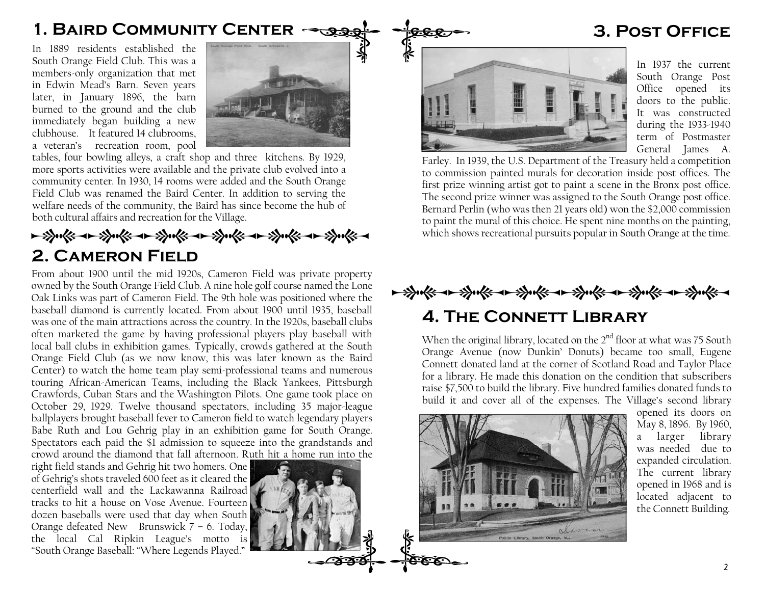## 1. Baird Community Center

In 1889 residents established the South Orange Field Club. This was a members-only organization that met in Edwin Mead's Barn. Seven years later, in January 1896, the barn burned to the ground and the club immediately began building a new clubhouse. It featured 14 clubrooms, a veteran's recreation room, pool tables, four bowling alleys, a craft shop and three kitchens. By 1929, more sports activities were available and the private club evolved into a community center. In 1930, 14 rooms were added and the South Orange Field Club was renamed the Baird Center. In addition to serving the welfare needs of the community, the Baird has since become the hub of both cultural affairs and recreation for the Village.

## 2. Cameron Field

From about 1900 until the mid 1920s, Cameron Field was private property owned by the South Orange Field Club. A nine hole golf course named the Lone Oak Links was part of Cameron Field. The 9th hole was positioned where the baseball diamond is currently located. From about 1900 until 1935, baseball was one of the main attractions across the country. In the 1920s, baseball clubs often marketed the game by having professional players play baseball with local ball clubs in exhibition games. Typically, crowds gathered at the South Orange Field Club (as we now know, this was later known as the Baird Center) to watch the home team play semi-professional teams and numerous touring African-American Teams, including the Black Yankees, Pittsburgh Crawfords, Cuban Stars and the Washington Pilots. One game took place on October 29, 1929. Twelve thousand spectators, including 35 major-league ballplayers brought baseball fever to Cameron field to watch legendary players Babe Ruth and Lou Gehrig play in an exhibition game for South Orange. Spectators each paid the $1 admission to squeeze into the grandstands and crowd around the diamond that fall afternoon. Ruth hit a home run into the right field stands and Gehrig hit two homers. One of Gehrig's shots traveled 600 feet as it cleared the centerfield wall and the Lackawanna Railroad tracks to hit a house on Vose Avenue. Fourteen dozen baseballs were used that day when South Orange defeated New Brunswick 7 – 6. Today, the local Cal Ripkin League's motto is "South Orange Baseball: "Where Legends Played."

## 3. Post Office

In 1937 the current South Orange Post Office opened its doors to the public. It was constructed during the 1933-1940 term of Postmaster General James A. Farley. In 1939, the U.S. Department of the Treasury held a competition to commission painted murals for decoration inside post offices. The first prize winning artist got to paint a scene in the Bronx post office. The second prize winner was assigned to the South Orange post office. Bernard Perlin (who was then 21 years old) won the $2,000 commission to paint the mural of this choice. He spent nine months on the painting, which shows recreational pursuits popular in South Orange at the time.

## 4. The Connett Library

When the original library, located on the 2nd floor at what was 75 South Orange Avenue (now Dunkin' Donuts) became too small, Eugene Connett donated land at the corner of Scotland Road and Taylor Place for a library. He made this donation on the condition that subscribers raise $7,500 to build the library. Five hundred families donated funds to build it and cover all of the expenses. The Village's second library opened its doors on May 8, 1896. By 1960, a larger library was needed due to expanded circulation. The current library opened in 1968 and is located adjacent to the Connett Building.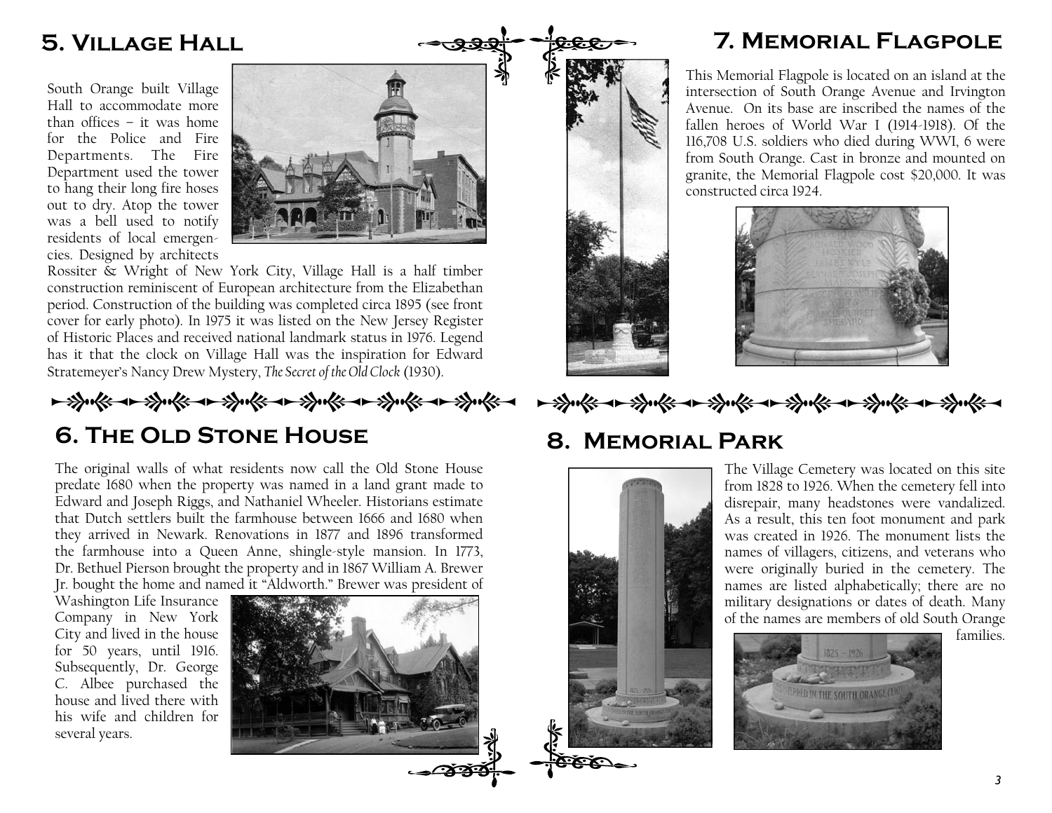## 5. Village Hall

South Orange built Village Hall to accommodate more than offices – it was home for the Police and Fire Departments. The Fire Department used the tower to hang their long fire hoses out to dry. Atop the tower was a bell used to notify residents of local emergencies. Designed by architects Rossiter & Wright of New York City, Village Hall is a half timber construction reminiscent of European architecture from the Elizabethan period. Construction of the building was completed circa 1895 (see front cover for early photo). In 1975 it was listed on the New Jersey Register of Historic Places and received national landmark status in 1976. Legend has it that the clock on Village Hall was the inspiration for Edward Stratemeyer's Nancy Drew Mystery, *The Secret of the Old Clock* (1930).

## 6. The Old Stone House

The original walls of what residents now call the Old Stone House predate 1680 when the property was named in a land grant made to Edward and Joseph Riggs, and Nathaniel Wheeler. Historians estimate that Dutch settlers built the farmhouse between 1666 and 1680 when they arrived in Newark. Renovations in 1877 and 1896 transformed the farmhouse into a Queen Anne, shingle-style mansion. In 1773, Dr. Bethuel Pierson brought the property and in 1867 William A. Brewer Jr. bought the home and named it "Aldworth." Brewer was president of Washington Life Insurance Company in New York City and lived in the house for 50 years, until 1916. Subsequently, Dr. George C. Albee purchased the house and lived there with his wife and children for several years.

## 7. Memorial Flagpole

This Memorial Flagpole is located on an island at the intersection of South Orange Avenue and Irvington Avenue. On its base are inscribed the names of the fallen heroes of World War I (1914-1918). Of the 116,708 U.S. soldiers who died during WWI, 6 were from South Orange. Cast in bronze and mounted on granite, the Memorial Flagpole cost $20,000. It was constructed circa 1924.

## 8. Memorial Park

The Village Cemetery was located on this site from 1828 to 1926. When the cemetery fell into disrepair, many headstones were vandalized. As a result, this ten foot monument and park was created in 1926. The monument lists the names of villagers, citizens, and veterans who were originally buried in the cemetery. The names are listed alphabetically; there are no military designations or dates of death. Many of the names are members of old South Orange families.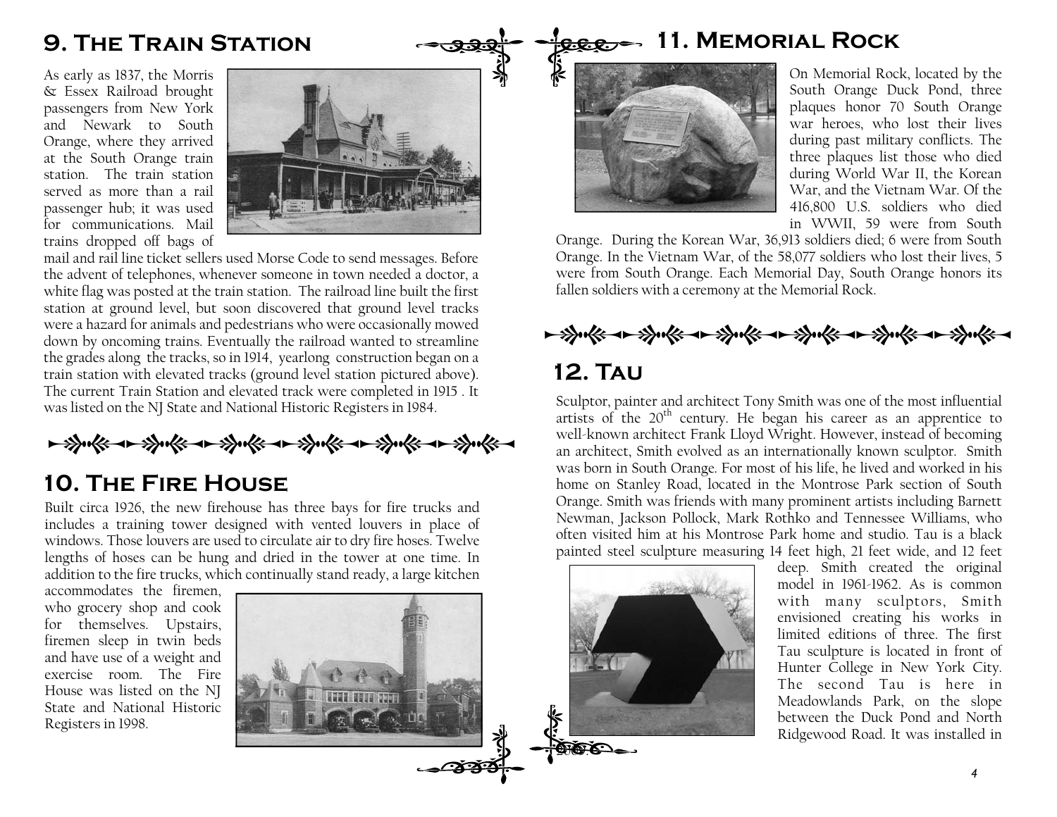## 9. The Train Station

As early as 1837, the Morris & Essex Railroad brought passengers from New York and Newark to South Orange, where they arrived at the South Orange train station. The train station served as more than a rail passenger hub; it was used for communications. Mail trains dropped off bags of mail and rail line ticket sellers used Morse Code to send messages. Before the advent of telephones, whenever someone in town needed a doctor, a white flag was posted at the train station. The railroad line built the first station at ground level, but soon discovered that ground level tracks were a hazard for animals and pedestrians who were occasionally mowed down by oncoming trains. Eventually the railroad wanted to streamline the grades along the tracks, so in 1914, yearlong construction began on a train station with elevated tracks (ground level station pictured above). The current Train Station and elevated track were completed in 1915 . It was listed on the NJ State and National Historic Registers in 1984.

## 10. The Fire House

Built circa 1926, the new firehouse has three bays for fire trucks and includes a training tower designed with vented louvers in place of windows. Those louvers are used to circulate air to dry fire hoses. Twelve lengths of hoses can be hung and dried in the tower at one time. In addition to the fire trucks, which continually stand ready, a large kitchen accommodates the firemen, who grocery shop and cook for themselves. Upstairs, firemen sleep in twin beds and have use of a weight and exercise room. The Fire House was listed on the NJ State and National Historic Registers in 1998.

## 11. Memorial Rock

On Memorial Rock, located by the South Orange Duck Pond, three plaques honor 70 South Orange war heroes, who lost their lives during past military conflicts. The three plaques list those who died during World War II, the Korean War, and the Vietnam War. Of the 416,800 U.S. soldiers who died in WWII, 59 were from South Orange. During the Korean War, 36,913 soldiers died; 6 were from South Orange. In the Vietnam War, of the 58,077 soldiers who lost their lives, 5 were from South Orange. Each Memorial Day, South Orange honors its fallen soldiers with a ceremony at the Memorial Rock.

## 12. Tau

Sculptor, painter and architect Tony Smith was one of the most influential artists of the 20th century. He began his career as an apprentice to well-known architect Frank Lloyd Wright. However, instead of becoming an architect, Smith evolved as an internationally known sculptor. Smith was born in South Orange. For most of his life, he lived and worked in his home on Stanley Road, located in the Montrose Park section of South Orange. Smith was friends with many prominent artists including Barnett Newman, Jackson Pollock, Mark Rothko and Tennessee Williams, who often visited him at his Montrose Park home and studio. Tau is a black painted steel sculpture measuring 14 feet high, 21 feet wide, and 12 feet deep. Smith created the original model in 1961-1962. As is common with many sculptors, Smith envisioned creating his works in limited editions of three. The first Tau sculpture is located in front of Hunter College in New York City. The second Tau is here in Meadowlands Park, on the slope between the Duck Pond and North Ridgewood Road. It was installed in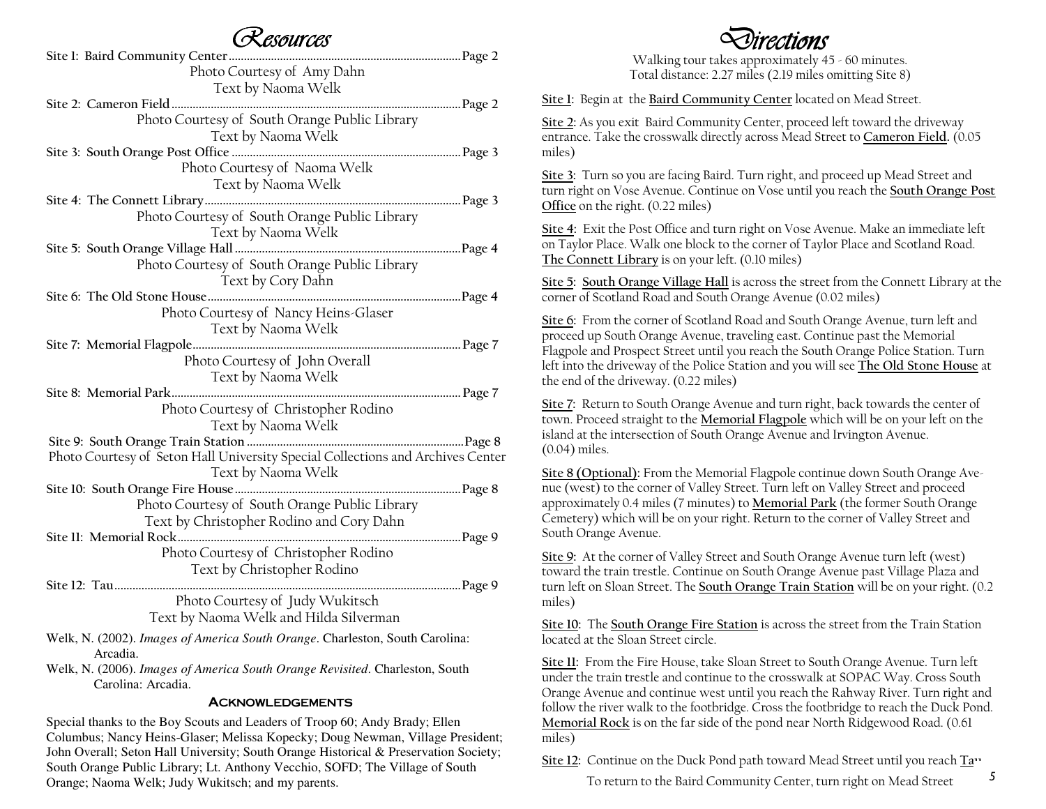# Resources

**Site 1: Baird Community Center** ........ Page 2
Photo Courtesy of Amy Dahn
Text by Naoma Welk

**Site 2: Cameron Field** ........ Page 2
Photo Courtesy of South Orange Public Library
Text by Naoma Welk

**Site 3: South Orange Post Office** ........ Page 3
Photo Courtesy of Naoma Welk
Text by Naoma Welk

**Site 4: The Connett Library** ........ Page 3
Photo Courtesy of South Orange Public Library
Text by Naoma Welk

**Site 5: South Orange Village Hall** ........ Page 4
Photo Courtesy of South Orange Public Library
Text by Cory Dahn

**Site 6: The Old Stone House** ........ Page 4
Photo Courtesy of Nancy Heins-Glaser
Text by Naoma Welk

**Site 7: Memorial Flagpole** ........ Page 7
Photo Courtesy of John Overall
Text by Naoma Welk

**Site 8: Memorial Park** ........ Page 7
Photo Courtesy of Christopher Rodino
Text by Naoma Welk

**Site 9: South Orange Train Station** ........ Page 8
Photo Courtesy of Seton Hall University Special Collections and Archives Center
Text by Naoma Welk

**Site 10: South Orange Fire House** ........ Page 8
Photo Courtesy of South Orange Public Library
Text by Christopher Rodino and Cory Dahn

**Site 11: Memorial Rock** ........ Page 9
Photo Courtesy of Christopher Rodino
Text by Christopher Rodino

**Site 12: Tau** ........ Page 9
Photo Courtesy of Judy Wukitsch
Text by Naoma Welk and Hilda Silverman

Welk, N. (2002). *Images of America South Orange*. Charleston, South Carolina: Arcadia.

Welk, N. (2006). *Images of America South Orange Revisited*. Charleston, South Carolina: Arcadia.

## Acknowledgements

Special thanks to the Boy Scouts and Leaders of Troop 60; Andy Brady; Ellen Columbus; Nancy Heins-Glaser; Melissa Kopecky; Doug Newman, Village President; John Overall; Seton Hall University; South Orange Historical & Preservation Society; South Orange Public Library; Lt. Anthony Vecchio, SOFD; The Village of South Orange; Naoma Welk; Judy Wukitsch; and my parents.

# Directions

Walking tour takes approximately 45 - 60 minutes.
Total distance: 2.27 miles (2.19 miles omitting Site 8)

**Site 1:** Begin at the **Baird Community Center** located on Mead Street.

**Site 2:** As you exit Baird Community Center, proceed left toward the driveway entrance. Take the crosswalk directly across Mead Street to **Cameron Field.** (0.05 miles)

**Site 3:** Turn so you are facing Baird. Turn right, and proceed up Mead Street and turn right on Vose Avenue. Continue on Vose until you reach the **South Orange Post Office** on the right. (0.22 miles)

**Site 4:** Exit the Post Office and turn right on Vose Avenue. Make an immediate left on Taylor Place. Walk one block to the corner of Taylor Place and Scotland Road. **The Connett Library** is on your left. (0.10 miles)

**Site 5:** **South Orange Village Hall** is across the street from the Connett Library at the corner of Scotland Road and South Orange Avenue (0.02 miles)

**Site 6:** From the corner of Scotland Road and South Orange Avenue, turn left and proceed up South Orange Avenue, traveling east. Continue past the Memorial Flagpole and Prospect Street until you reach the South Orange Police Station. Turn left into the driveway of the Police Station and you will see **The Old Stone House** at the end of the driveway. (0.22 miles)

**Site 7:** Return to South Orange Avenue and turn right, back towards the center of town. Proceed straight to the **Memorial Flagpole** which will be on your left on the island at the intersection of South Orange Avenue and Irvington Avenue. (0.04) miles.

**Site 8 (Optional):** From the Memorial Flagpole continue down South Orange Avenue (west) to the corner of Valley Street. Turn left on Valley Street and proceed approximately 0.4 miles (7 minutes) to **Memorial Park** (the former South Orange Cemetery) which will be on your right. Return to the corner of Valley Street and South Orange Avenue.

**Site 9:** At the corner of Valley Street and South Orange Avenue turn left (west) toward the train trestle. Continue on South Orange Avenue past Village Plaza and turn left on Sloan Street. The **South Orange Train Station** will be on your right. (0.2 miles)

**Site 10:** The **South Orange Fire Station** is across the street from the Train Station located at the Sloan Street circle.

**Site 11:** From the Fire House, take Sloan Street to South Orange Avenue. Turn left under the train trestle and continue to the crosswalk at SOPAC Way. Cross South Orange Avenue and continue west until you reach the Rahway River. Turn right and follow the river walk to the footbridge. Cross the footbridge to reach the Duck Pond. **Memorial Rock** is on the far side of the pond near North Ridgewood Road. (0.61 miles)

**Site 12:** Continue on the Duck Pond path toward Mead Street until you reach **Tau**

To return to the Baird Community Center, turn right on Mead Street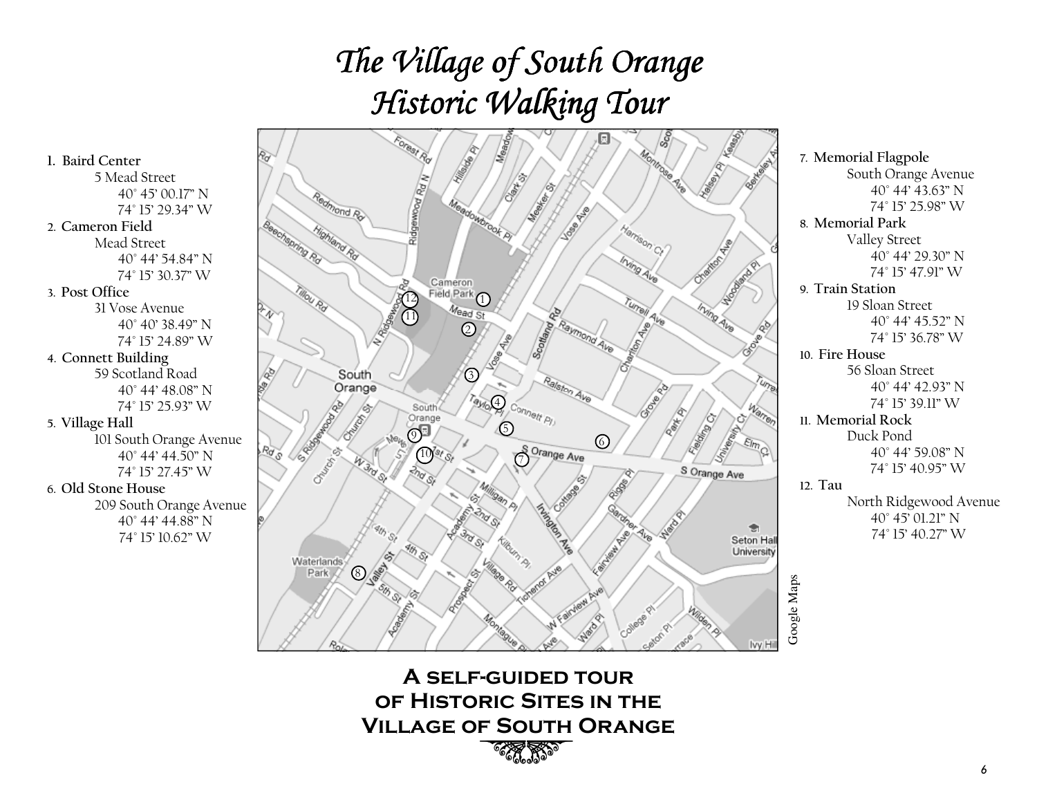# The Village of South Orange Historic Walking Tour

1. **Baird Center**
   5 Mead Street
   40° 45' 00.17" N
   74° 15' 29.34" W
2. **Cameron Field**
   Mead Street
   40° 44' 54.84" N
   74° 15' 30.37" W
3. **Post Office**
   31 Vose Avenue
   40° 40' 38.49" N
   74° 15' 24.89" W
4. **Connett Building**
   59 Scotland Road
   40° 44' 48.08" N
   74° 15' 25.93" W
5. **Village Hall**
   101 South Orange Avenue
   40° 44' 44.50" N
   74° 15' 27.45" W
6. **Old Stone House**
   209 South Orange Avenue
   40° 44' 44.88" N
   74° 15' 10.62" W
7. **Memorial Flagpole**
   South Orange Avenue
   40° 44' 43.63" N
   74° 15' 25.98" W
8. **Memorial Park**
   Valley Street
   40° 44' 29.30" N
   74° 15' 47.91" W
9. **Train Station**
   19 Sloan Street
   40° 44' 45.52" N
   74° 15' 36.78" W
10. **Fire House**
    56 Sloan Street
    40° 44' 42.93" N
    74° 15' 39.11" W
11. **Memorial Rock**
    Duck Pond
    40° 44' 59.08" N
    74° 15' 40.95" W
12. **Tau**
    North Ridgewood Avenue
    40° 45' 01.21" N
    74° 15' 40.27" W

Google Maps

**A SELF-GUIDED TOUR OF HISTORIC SITES IN THE VILLAGE OF SOUTH ORANGE**